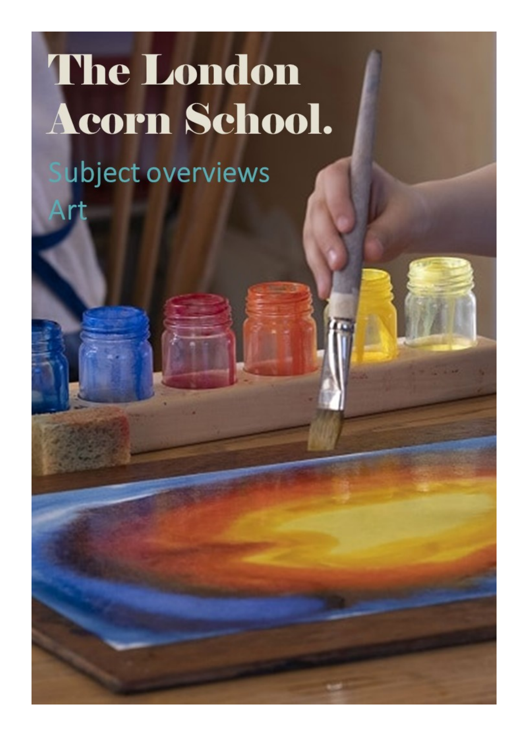# The London Acorn School.

## Subject overviews

## Art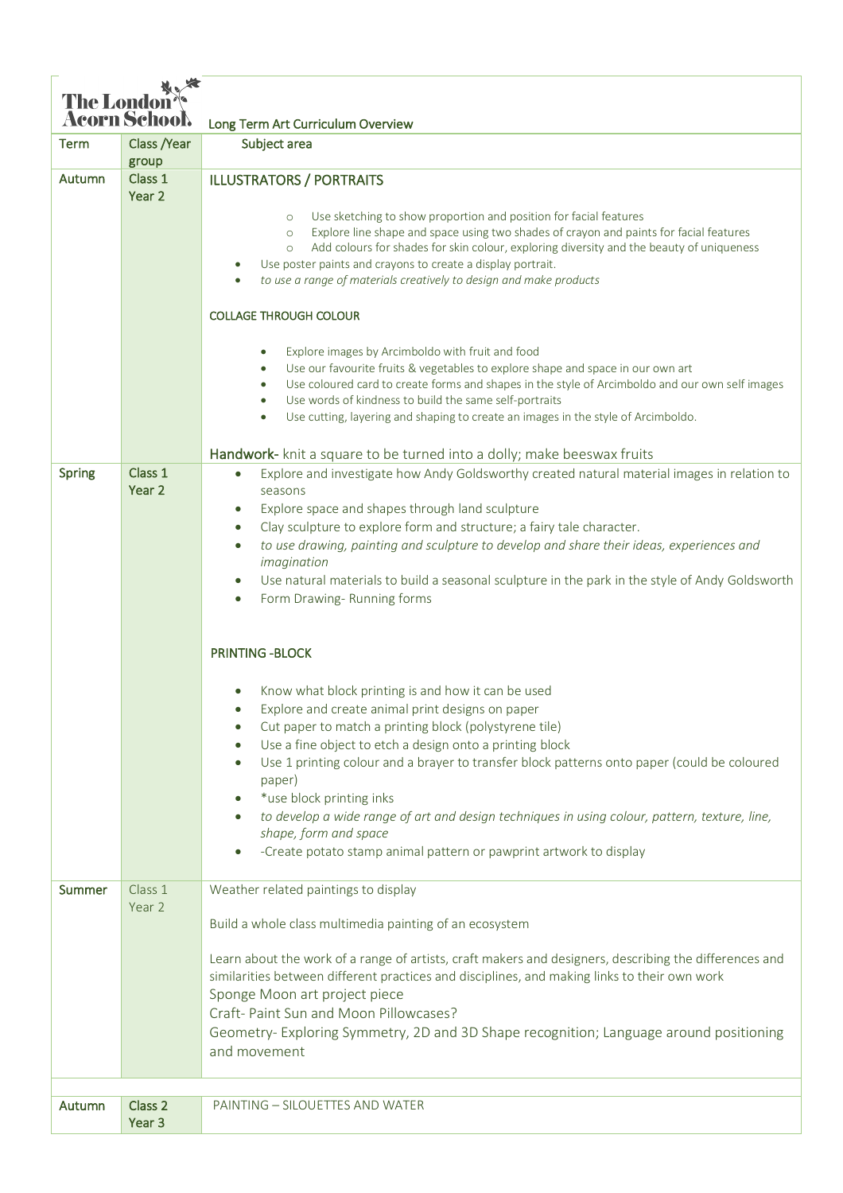| The London Acorn School | Long Term Art Curriculum Overview | |
|---|---|---|
| Term | Class /Year group | Subject area |
| Autumn | Class 1 Year 2 | **ILLUSTRATORS / PORTRAITS**<br>◦ Use sketching to show proportion and position for facial features<br>◦ Explore line shape and space using two shades of crayon and paints for facial features<br>◦ Add colours for shades for skin colour, exploring diversity and the beauty of uniqueness<br>• Use poster paints and crayons to create a display portrait.<br>• *to use a range of materials creatively to design and make products*<br><br>**COLLAGE THROUGH COLOUR**<br>• Explore images by Arcimboldo with fruit and food<br>• Use our favourite fruits & vegetables to explore shape and space in our own art<br>• Use coloured card to create forms and shapes in the style of Arcimboldo and our own self images<br>• Use words of kindness to build the same self-portraits<br>• Use cutting, layering and shaping to create an images in the style of Arcimboldo.<br><br>**Handwork-** knit a square to be turned into a dolly; make beeswax fruits |
| Spring | Class 1 Year 2 | • Explore and investigate how Andy Goldsworthy created natural material images in relation to seasons<br>• Explore space and shapes through land sculpture<br>• Clay sculpture to explore form and structure; a fairy tale character.<br>• *to use drawing, painting and sculpture to develop and share their ideas, experiences and imagination*<br>• Use natural materials to build a seasonal sculpture in the park in the style of Andy Goldsworth<br>• Form Drawing- Running forms<br><br>**PRINTING -BLOCK**<br>• Know what block printing is and how it can be used<br>• Explore and create animal print designs on paper<br>• Cut paper to match a printing block (polystyrene tile)<br>• Use a fine object to etch a design onto a printing block<br>• Use 1 printing colour and a brayer to transfer block patterns onto paper (could be coloured paper)<br>• *use block printing inks<br>• *to develop a wide range of art and design techniques in using colour, pattern, texture, line, shape, form and space*<br>• -Create potato stamp animal pattern or pawprint artwork to display |
| Summer | Class 1 Year 2 | Weather related paintings to display<br><br>Build a whole class multimedia painting of an ecosystem<br><br>Learn about the work of a range of artists, craft makers and designers, describing the differences and similarities between different practices and disciplines, and making links to their own work<br>Sponge Moon art project piece<br>Craft- Paint Sun and Moon Pillowcases?<br>Geometry- Exploring Symmetry, 2D and 3D Shape recognition; Language around positioning and movement |
| | | |
| Autumn | Class 2 Year 3 | PAINTING – SILOUETTES AND WATER |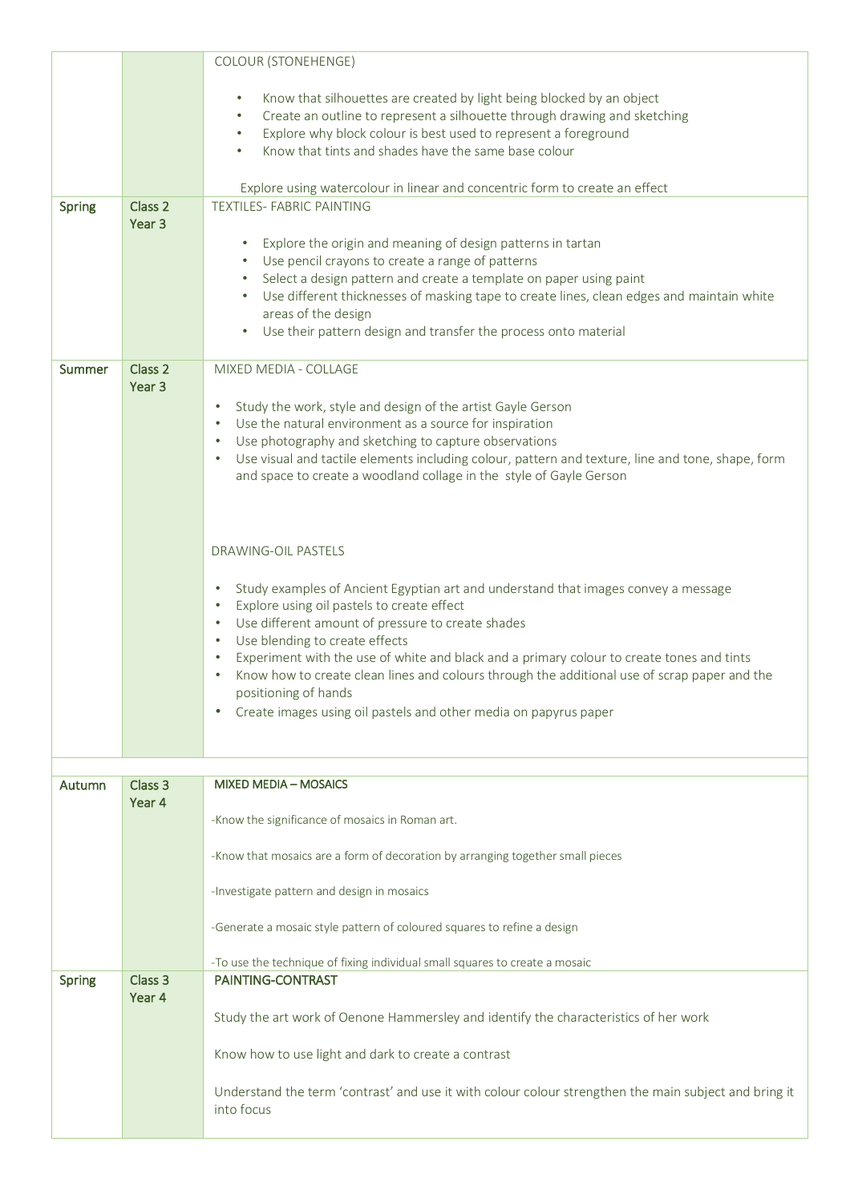| | | |
|---|---|---|
| | | COLOUR (STONEHENGE)<br><br>• Know that silhouettes are created by light being blocked by an object<br>• Create an outline to represent a silhouette through drawing and sketching<br>• Explore why block colour is best used to represent a foreground<br>• Know that tints and shades have the same base colour<br><br>Explore using watercolour in linear and concentric form to create an effect |
| Spring | Class 2<br>Year 3 | TEXTILES- FABRIC PAINTING<br><br>• Explore the origin and meaning of design patterns in tartan<br>• Use pencil crayons to create a range of patterns<br>• Select a design pattern and create a template on paper using paint<br>• Use different thicknesses of masking tape to create lines, clean edges and maintain white areas of the design<br>• Use their pattern design and transfer the process onto material |
| Summer | Class 2<br>Year 3 | MIXED MEDIA - COLLAGE<br><br>• Study the work, style and design of the artist Gayle Gerson<br>• Use the natural environment as a source for inspiration<br>• Use photography and sketching to capture observations<br>• Use visual and tactile elements including colour, pattern and texture, line and tone, shape, form and space to create a woodland collage in the style of Gayle Gerson<br><br>DRAWING-OIL PASTELS<br><br>• Study examples of Ancient Egyptian art and understand that images convey a message<br>• Explore using oil pastels to create effect<br>• Use different amount of pressure to create shades<br>• Use blending to create effects<br>• Experiment with the use of white and black and a primary colour to create tones and tints<br>• Know how to create clean lines and colours through the additional use of scrap paper and the positioning of hands<br>• Create images using oil pastels and other media on papyrus paper |
| | | |
| Autumn | Class 3<br>Year 4 | **MIXED MEDIA – MOSAICS**<br><br>-Know the significance of mosaics in Roman art.<br><br>-Know that mosaics are a form of decoration by arranging together small pieces<br><br>-Investigate pattern and design in mosaics<br><br>-Generate a mosaic style pattern of coloured squares to refine a design<br><br>-To use the technique of fixing individual small squares to create a mosaic |
| Spring | Class 3<br>Year 4 | **PAINTING-CONTRAST**<br><br>Study the art work of Oenone Hammersley and identify the characteristics of her work<br><br>Know how to use light and dark to create a contrast<br><br>Understand the term 'contrast' and use it with colour colour strengthen the main subject and bring it into focus |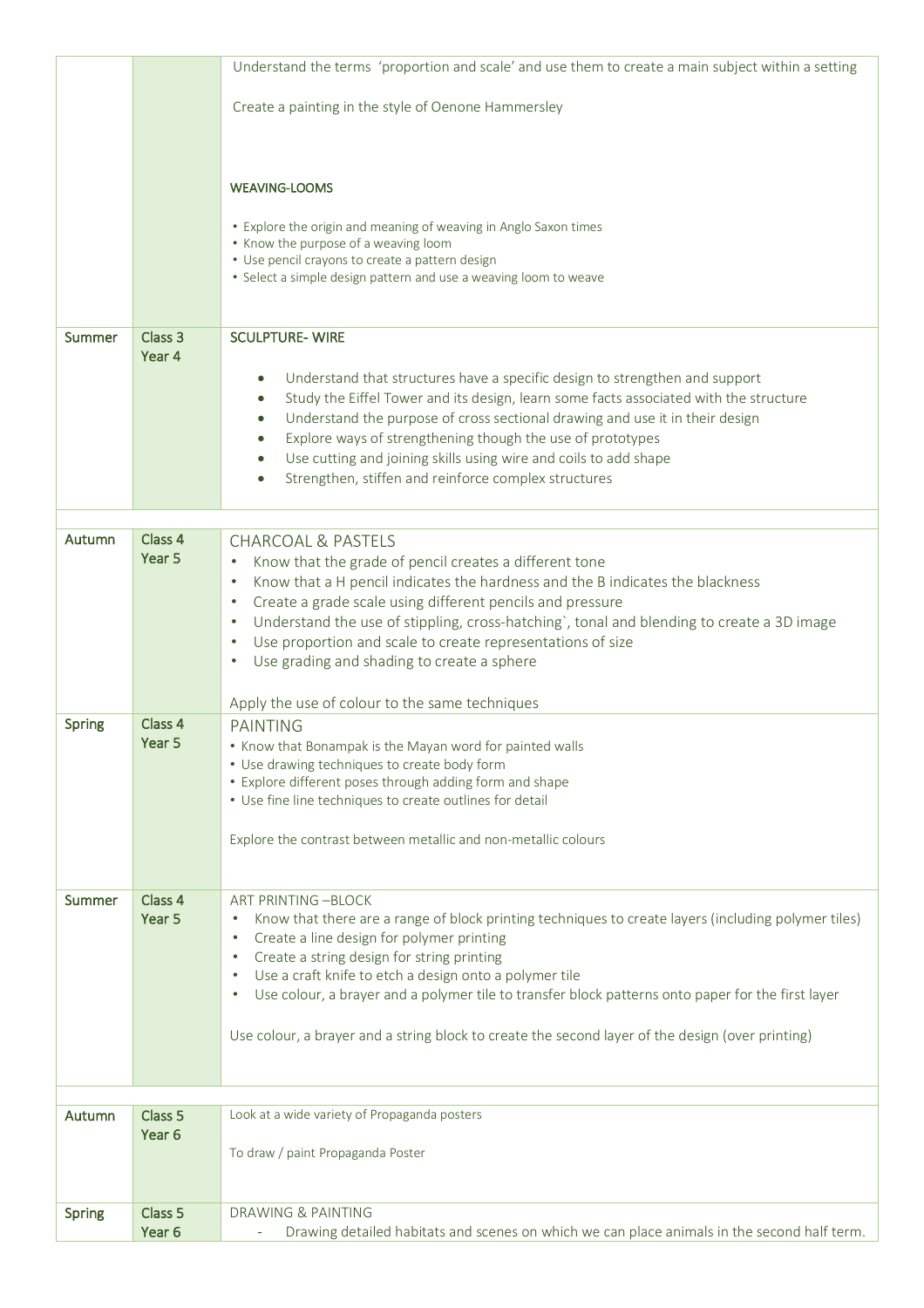| | | |
|---|---|---|
| | | Understand the terms 'proportion and scale' and use them to create a main subject within a setting<br><br>Create a painting in the style of Oenone Hammersley<br><br>WEAVING-LOOMS<br><br>• Explore the origin and meaning of weaving in Anglo Saxon times<br>• Know the purpose of a weaving loom<br>• Use pencil crayons to create a pattern design<br>• Select a simple design pattern and use a weaving loom to weave |
| Summer | Class 3<br>Year 4 | SCULPTURE- WIRE<br><br>• Understand that structures have a specific design to strengthen and support<br>• Study the Eiffel Tower and its design, learn some facts associated with the structure<br>• Understand the purpose of cross sectional drawing and use it in their design<br>• Explore ways of strengthening though the use of prototypes<br>• Use cutting and joining skills using wire and coils to add shape<br>• Strengthen, stiffen and reinforce complex structures |
| | | |
| Autumn | Class 4<br>Year 5 | CHARCOAL & PASTELS<br>• Know that the grade of pencil creates a different tone<br>• Know that a H pencil indicates the hardness and the B indicates the blackness<br>• Create a grade scale using different pencils and pressure<br>• Understand the use of stippling, cross-hatching`, tonal and blending to create a 3D image<br>• Use proportion and scale to create representations of size<br>• Use grading and shading to create a sphere<br><br>Apply the use of colour to the same techniques |
| Spring | Class 4<br>Year 5 | PAINTING<br>• Know that Bonampak is the Mayan word for painted walls<br>• Use drawing techniques to create body form<br>• Explore different poses through adding form and shape<br>• Use fine line techniques to create outlines for detail<br><br>Explore the contrast between metallic and non-metallic colours |
| Summer | Class 4<br>Year 5 | ART PRINTING –BLOCK<br>• Know that there are a range of block printing techniques to create layers (including polymer tiles)<br>• Create a line design for polymer printing<br>• Create a string design for string printing<br>• Use a craft knife to etch a design onto a polymer tile<br>• Use colour, a brayer and a polymer tile to transfer block patterns onto paper for the first layer<br><br>Use colour, a brayer and a string block to create the second layer of the design (over printing) |
| | | |
| Autumn | Class 5<br>Year 6 | Look at a wide variety of Propaganda posters<br><br>To draw / paint Propaganda Poster |
| Spring | Class 5<br>Year 6 | DRAWING & PAINTING<br>- Drawing detailed habitats and scenes on which we can place animals in the second half term. |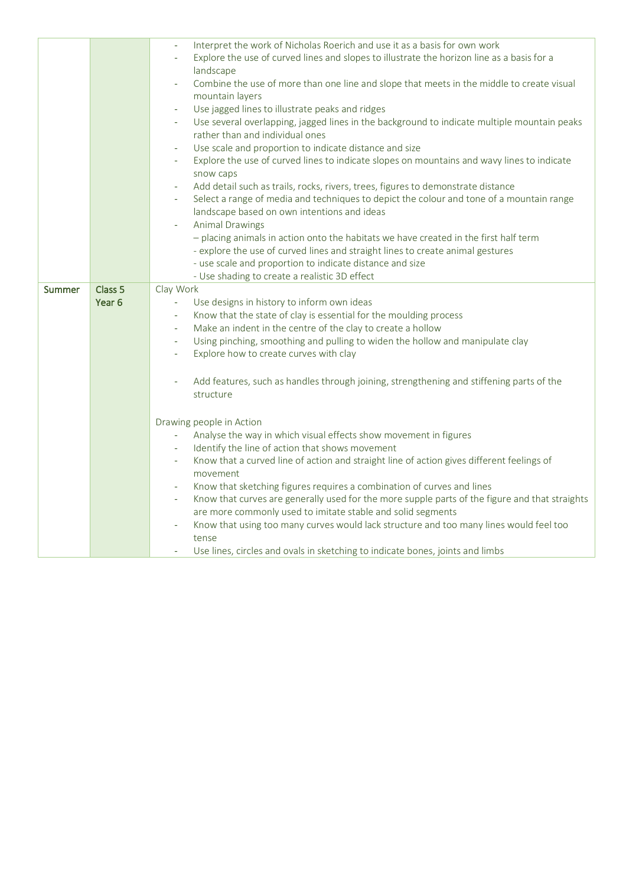| | | |
|---|---|---|
| | | - Interpret the work of Nicholas Roerich and use it as a basis for own work<br>- Explore the use of curved lines and slopes to illustrate the horizon line as a basis for a landscape<br>- Combine the use of more than one line and slope that meets in the middle to create visual mountain layers<br>- Use jagged lines to illustrate peaks and ridges<br>- Use several overlapping, jagged lines in the background to indicate multiple mountain peaks rather than and individual ones<br>- Use scale and proportion to indicate distance and size<br>- Explore the use of curved lines to indicate slopes on mountains and wavy lines to indicate snow caps<br>- Add detail such as trails, rocks, rivers, trees, figures to demonstrate distance<br>- Select a range of media and techniques to depict the colour and tone of a mountain range landscape based on own intentions and ideas<br>- Animal Drawings<br>– placing animals in action onto the habitats we have created in the first half term<br>- explore the use of curved lines and straight lines to create animal gestures<br>- use scale and proportion to indicate distance and size<br>- Use shading to create a realistic 3D effect |
| **Summer** | **Class 5**<br>**Year 6** | Clay Work<br>- Use designs in history to inform own ideas<br>- Know that the state of clay is essential for the moulding process<br>- Make an indent in the centre of the clay to create a hollow<br>- Using pinching, smoothing and pulling to widen the hollow and manipulate clay<br>- Explore how to create curves with clay<br><br>- Add features, such as handles through joining, strengthening and stiffening parts of the structure<br><br>Drawing people in Action<br>- Analyse the way in which visual effects show movement in figures<br>- Identify the line of action that shows movement<br>- Know that a curved line of action and straight line of action gives different feelings of movement<br>- Know that sketching figures requires a combination of curves and lines<br>- Know that curves are generally used for the more supple parts of the figure and that straights are more commonly used to imitate stable and solid segments<br>- Know that using too many curves would lack structure and too many lines would feel too tense<br>- Use lines, circles and ovals in sketching to indicate bones, joints and limbs |